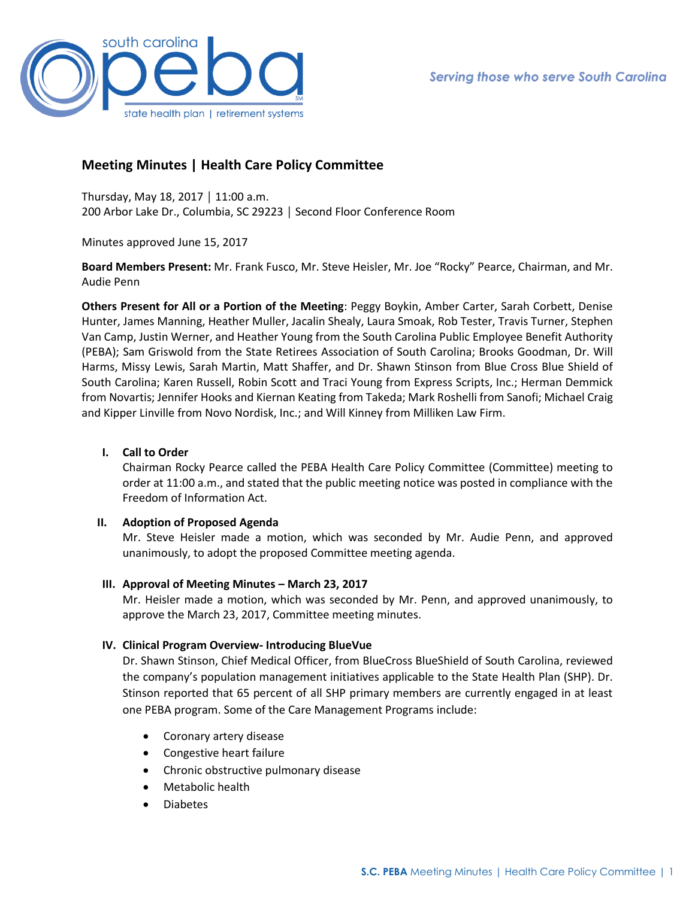# Meeting Minutes | Health Care Policy Committee

Thursday, May 18, 2017 | 11:00 a.m.
200 Arbor Lake Dr., Columbia, SC 29223 | Second Floor Conference Room

Minutes approved June 15, 2017

**Board Members Present:** Mr. Frank Fusco, Mr. Steve Heisler, Mr. Joe "Rocky" Pearce, Chairman, and Mr. Audie Penn

**Others Present for All or a Portion of the Meeting**: Peggy Boykin, Amber Carter, Sarah Corbett, Denise Hunter, James Manning, Heather Muller, Jacalin Shealy, Laura Smoak, Rob Tester, Travis Turner, Stephen Van Camp, Justin Werner, and Heather Young from the South Carolina Public Employee Benefit Authority (PEBA); Sam Griswold from the State Retirees Association of South Carolina; Brooks Goodman, Dr. Will Harms, Missy Lewis, Sarah Martin, Matt Shaffer, and Dr. Shawn Stinson from Blue Cross Blue Shield of South Carolina; Karen Russell, Robin Scott and Traci Young from Express Scripts, Inc.; Herman Demmick from Novartis; Jennifer Hooks and Kiernan Keating from Takeda; Mark Roshelli from Sanofi; Michael Craig and Kipper Linville from Novo Nordisk, Inc.; and Will Kinney from Milliken Law Firm.

## I. Call to Order

Chairman Rocky Pearce called the PEBA Health Care Policy Committee (Committee) meeting to order at 11:00 a.m., and stated that the public meeting notice was posted in compliance with the Freedom of Information Act.

## II. Adoption of Proposed Agenda

Mr. Steve Heisler made a motion, which was seconded by Mr. Audie Penn, and approved unanimously, to adopt the proposed Committee meeting agenda.

## III. Approval of Meeting Minutes – March 23, 2017

Mr. Heisler made a motion, which was seconded by Mr. Penn, and approved unanimously, to approve the March 23, 2017, Committee meeting minutes.

## IV. Clinical Program Overview- Introducing BlueVue

Dr. Shawn Stinson, Chief Medical Officer, from BlueCross BlueShield of South Carolina, reviewed the company's population management initiatives applicable to the State Health Plan (SHP). Dr. Stinson reported that 65 percent of all SHP primary members are currently engaged in at least one PEBA program. Some of the Care Management Programs include:

- Coronary artery disease
- Congestive heart failure
- Chronic obstructive pulmonary disease
- Metabolic health
- Diabetes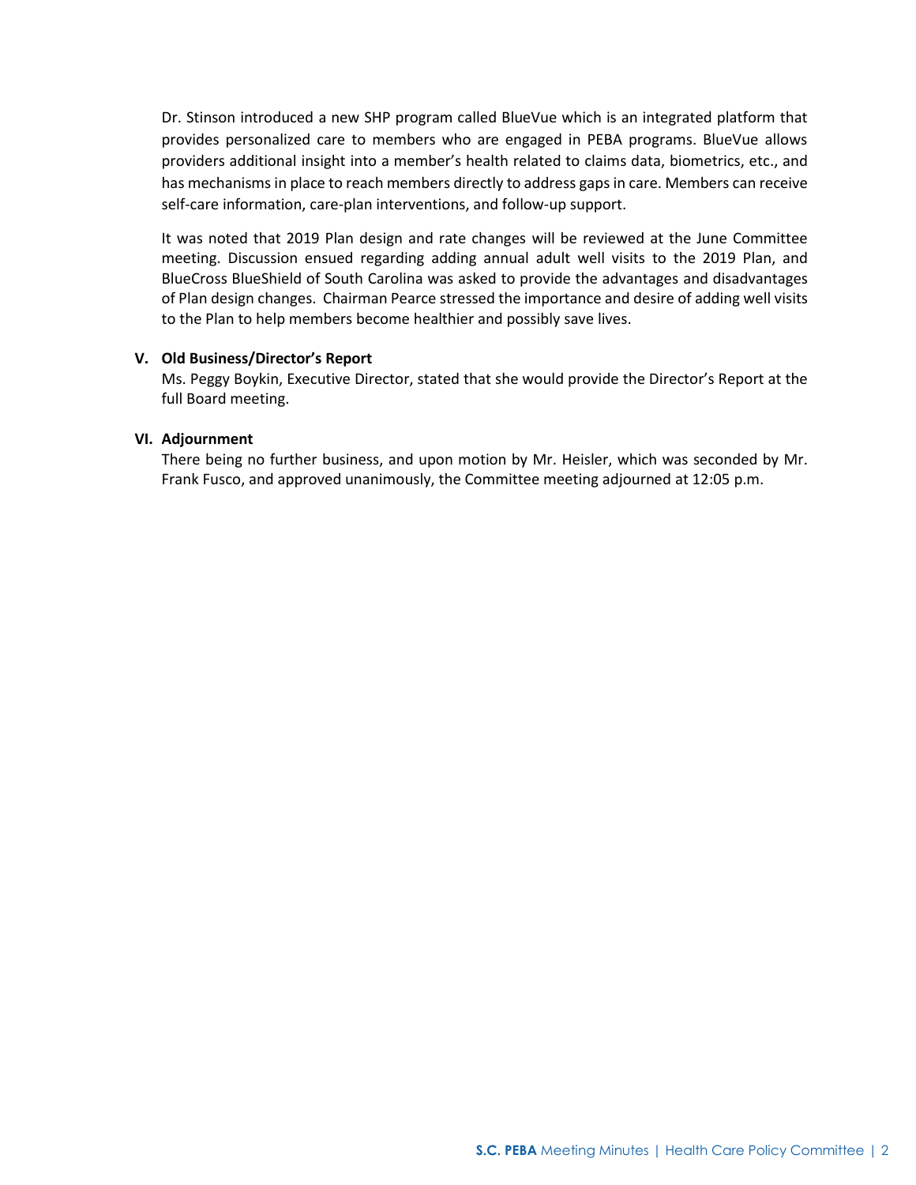Dr. Stinson introduced a new SHP program called BlueVue which is an integrated platform that provides personalized care to members who are engaged in PEBA programs. BlueVue allows providers additional insight into a member's health related to claims data, biometrics, etc., and has mechanisms in place to reach members directly to address gaps in care. Members can receive self-care information, care-plan interventions, and follow-up support.

It was noted that 2019 Plan design and rate changes will be reviewed at the June Committee meeting. Discussion ensued regarding adding annual adult well visits to the 2019 Plan, and BlueCross BlueShield of South Carolina was asked to provide the advantages and disadvantages of Plan design changes. Chairman Pearce stressed the importance and desire of adding well visits to the Plan to help members become healthier and possibly save lives.

**V. Old Business/Director's Report**

Ms. Peggy Boykin, Executive Director, stated that she would provide the Director's Report at the full Board meeting.

**VI. Adjournment**

There being no further business, and upon motion by Mr. Heisler, which was seconded by Mr. Frank Fusco, and approved unanimously, the Committee meeting adjourned at 12:05 p.m.